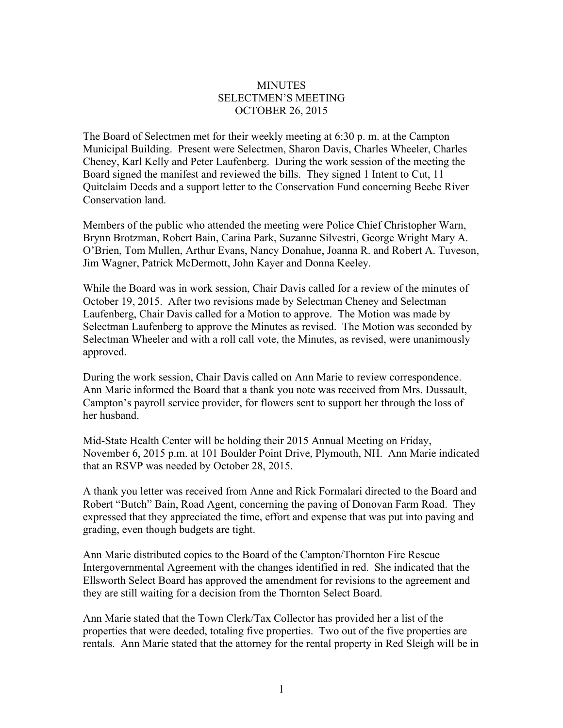# MINUTES
## SELECTMEN'S MEETING
## OCTOBER 26, 2015

The Board of Selectmen met for their weekly meeting at 6:30 p. m. at the Campton Municipal Building. Present were Selectmen, Sharon Davis, Charles Wheeler, Charles Cheney, Karl Kelly and Peter Laufenberg. During the work session of the meeting the Board signed the manifest and reviewed the bills. They signed 1 Intent to Cut, 11 Quitclaim Deeds and a support letter to the Conservation Fund concerning Beebe River Conservation land.

Members of the public who attended the meeting were Police Chief Christopher Warn, Brynn Brotzman, Robert Bain, Carina Park, Suzanne Silvestri, George Wright Mary A. O'Brien, Tom Mullen, Arthur Evans, Nancy Donahue, Joanna R. and Robert A. Tuveson, Jim Wagner, Patrick McDermott, John Kayer and Donna Keeley.

While the Board was in work session, Chair Davis called for a review of the minutes of October 19, 2015. After two revisions made by Selectman Cheney and Selectman Laufenberg, Chair Davis called for a Motion to approve. The Motion was made by Selectman Laufenberg to approve the Minutes as revised. The Motion was seconded by Selectman Wheeler and with a roll call vote, the Minutes, as revised, were unanimously approved.

During the work session, Chair Davis called on Ann Marie to review correspondence. Ann Marie informed the Board that a thank you note was received from Mrs. Dussault, Campton's payroll service provider, for flowers sent to support her through the loss of her husband.

Mid-State Health Center will be holding their 2015 Annual Meeting on Friday, November 6, 2015 p.m. at 101 Boulder Point Drive, Plymouth, NH. Ann Marie indicated that an RSVP was needed by October 28, 2015.

A thank you letter was received from Anne and Rick Formalari directed to the Board and Robert "Butch" Bain, Road Agent, concerning the paving of Donovan Farm Road. They expressed that they appreciated the time, effort and expense that was put into paving and grading, even though budgets are tight.

Ann Marie distributed copies to the Board of the Campton/Thornton Fire Rescue Intergovernmental Agreement with the changes identified in red. She indicated that the Ellsworth Select Board has approved the amendment for revisions to the agreement and they are still waiting for a decision from the Thornton Select Board.

Ann Marie stated that the Town Clerk/Tax Collector has provided her a list of the properties that were deeded, totaling five properties. Two out of the five properties are rentals. Ann Marie stated that the attorney for the rental property in Red Sleigh will be in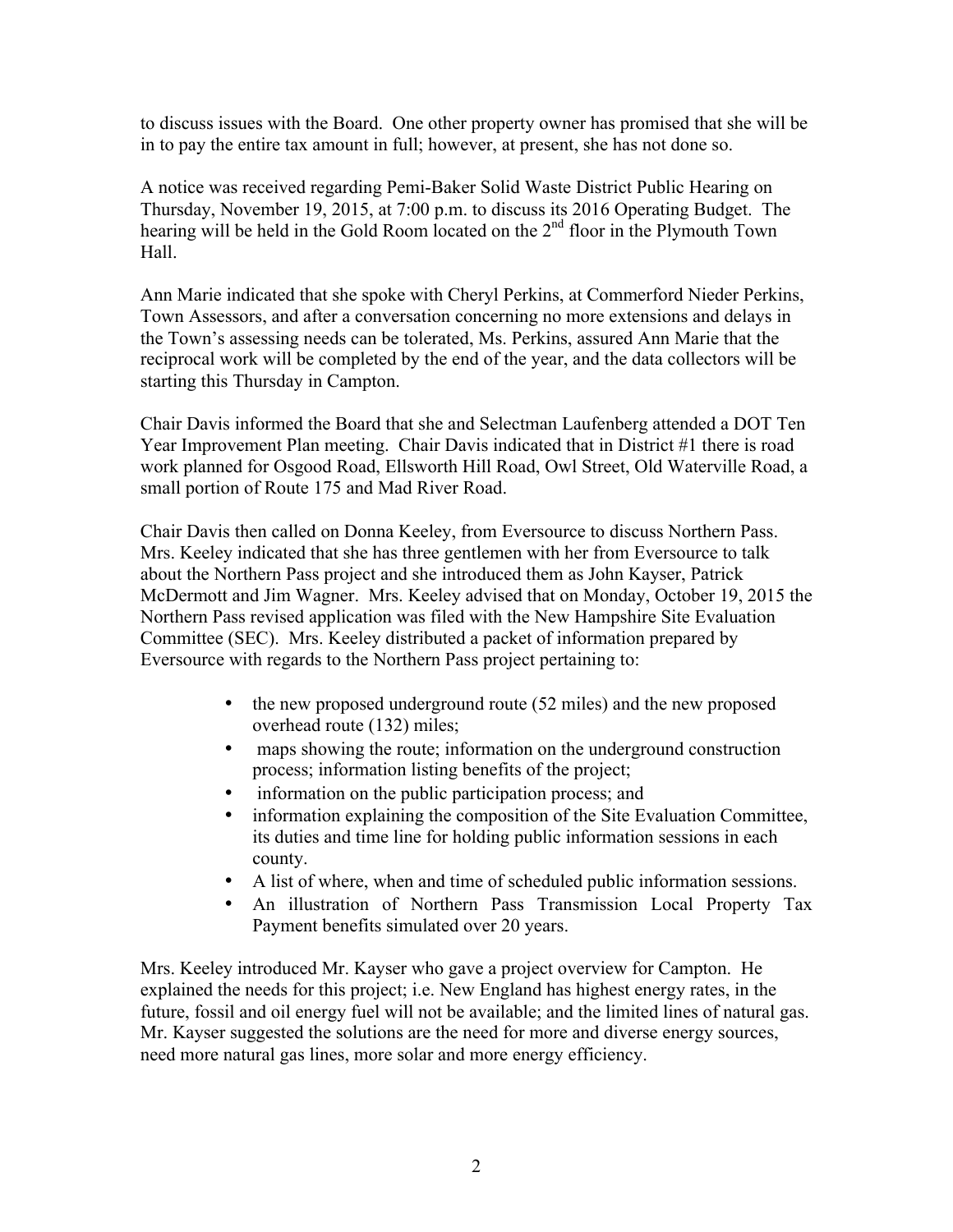to discuss issues with the Board. One other property owner has promised that she will be in to pay the entire tax amount in full; however, at present, she has not done so.

A notice was received regarding Pemi-Baker Solid Waste District Public Hearing on Thursday, November 19, 2015, at 7:00 p.m. to discuss its 2016 Operating Budget. The hearing will be held in the Gold Room located on the 2nd floor in the Plymouth Town Hall.

Ann Marie indicated that she spoke with Cheryl Perkins, at Commerford Nieder Perkins, Town Assessors, and after a conversation concerning no more extensions and delays in the Town's assessing needs can be tolerated, Ms. Perkins, assured Ann Marie that the reciprocal work will be completed by the end of the year, and the data collectors will be starting this Thursday in Campton.

Chair Davis informed the Board that she and Selectman Laufenberg attended a DOT Ten Year Improvement Plan meeting. Chair Davis indicated that in District #1 there is road work planned for Osgood Road, Ellsworth Hill Road, Owl Street, Old Waterville Road, a small portion of Route 175 and Mad River Road.

Chair Davis then called on Donna Keeley, from Eversource to discuss Northern Pass. Mrs. Keeley indicated that she has three gentlemen with her from Eversource to talk about the Northern Pass project and she introduced them as John Kayser, Patrick McDermott and Jim Wagner. Mrs. Keeley advised that on Monday, October 19, 2015 the Northern Pass revised application was filed with the New Hampshire Site Evaluation Committee (SEC). Mrs. Keeley distributed a packet of information prepared by Eversource with regards to the Northern Pass project pertaining to:

- the new proposed underground route (52 miles) and the new proposed overhead route (132) miles;
- maps showing the route; information on the underground construction process; information listing benefits of the project;
- information on the public participation process; and
- information explaining the composition of the Site Evaluation Committee, its duties and time line for holding public information sessions in each county.
- A list of where, when and time of scheduled public information sessions.
- An illustration of Northern Pass Transmission Local Property Tax Payment benefits simulated over 20 years.

Mrs. Keeley introduced Mr. Kayser who gave a project overview for Campton. He explained the needs for this project; i.e. New England has highest energy rates, in the future, fossil and oil energy fuel will not be available; and the limited lines of natural gas. Mr. Kayser suggested the solutions are the need for more and diverse energy sources, need more natural gas lines, more solar and more energy efficiency.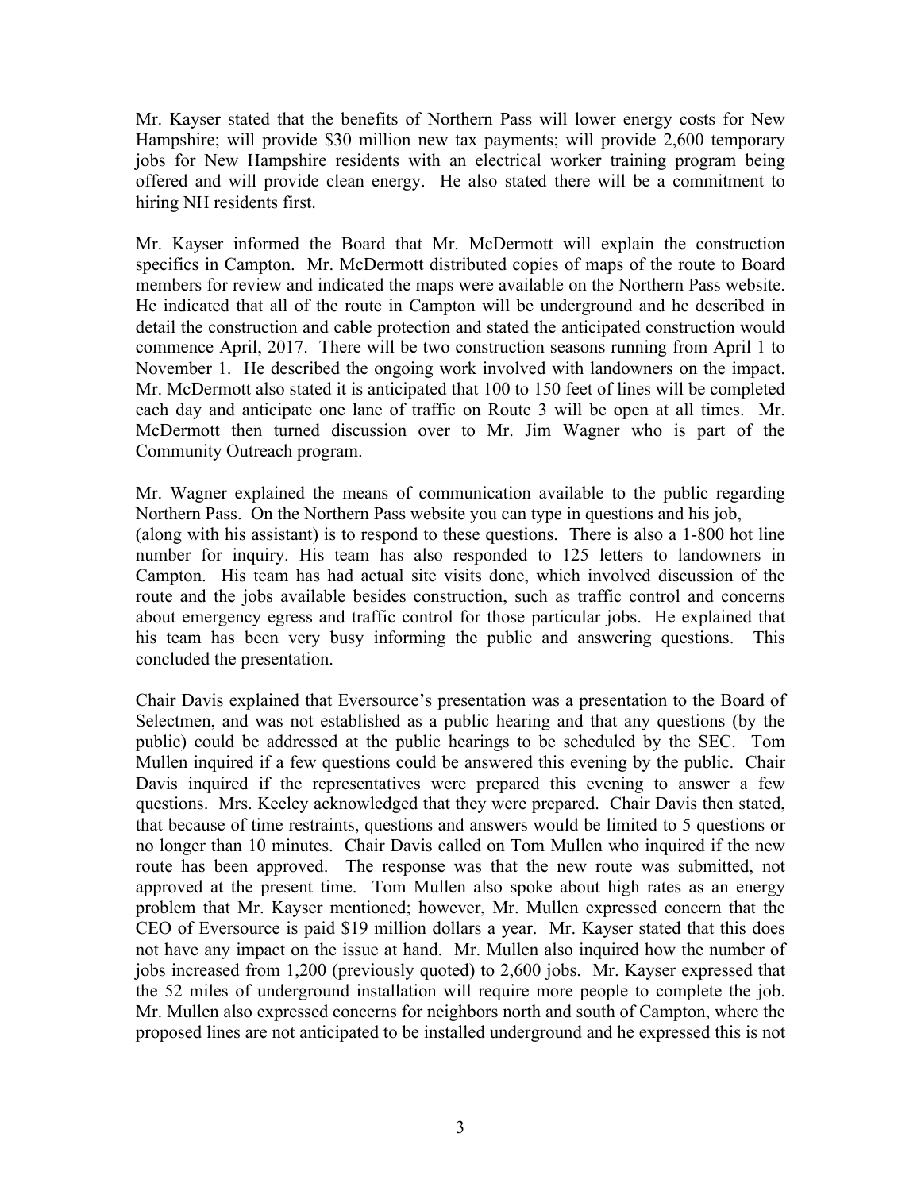Mr. Kayser stated that the benefits of Northern Pass will lower energy costs for New Hampshire; will provide $30 million new tax payments; will provide 2,600 temporary jobs for New Hampshire residents with an electrical worker training program being offered and will provide clean energy. He also stated there will be a commitment to hiring NH residents first.

Mr. Kayser informed the Board that Mr. McDermott will explain the construction specifics in Campton. Mr. McDermott distributed copies of maps of the route to Board members for review and indicated the maps were available on the Northern Pass website. He indicated that all of the route in Campton will be underground and he described in detail the construction and cable protection and stated the anticipated construction would commence April, 2017. There will be two construction seasons running from April 1 to November 1. He described the ongoing work involved with landowners on the impact. Mr. McDermott also stated it is anticipated that 100 to 150 feet of lines will be completed each day and anticipate one lane of traffic on Route 3 will be open at all times. Mr. McDermott then turned discussion over to Mr. Jim Wagner who is part of the Community Outreach program.

Mr. Wagner explained the means of communication available to the public regarding Northern Pass. On the Northern Pass website you can type in questions and his job, (along with his assistant) is to respond to these questions. There is also a 1-800 hot line number for inquiry. His team has also responded to 125 letters to landowners in Campton. His team has had actual site visits done, which involved discussion of the route and the jobs available besides construction, such as traffic control and concerns about emergency egress and traffic control for those particular jobs. He explained that his team has been very busy informing the public and answering questions. This concluded the presentation.

Chair Davis explained that Eversource's presentation was a presentation to the Board of Selectmen, and was not established as a public hearing and that any questions (by the public) could be addressed at the public hearings to be scheduled by the SEC. Tom Mullen inquired if a few questions could be answered this evening by the public. Chair Davis inquired if the representatives were prepared this evening to answer a few questions. Mrs. Keeley acknowledged that they were prepared. Chair Davis then stated, that because of time restraints, questions and answers would be limited to 5 questions or no longer than 10 minutes. Chair Davis called on Tom Mullen who inquired if the new route has been approved. The response was that the new route was submitted, not approved at the present time. Tom Mullen also spoke about high rates as an energy problem that Mr. Kayser mentioned; however, Mr. Mullen expressed concern that the CEO of Eversource is paid $19 million dollars a year. Mr. Kayser stated that this does not have any impact on the issue at hand. Mr. Mullen also inquired how the number of jobs increased from 1,200 (previously quoted) to 2,600 jobs. Mr. Kayser expressed that the 52 miles of underground installation will require more people to complete the job. Mr. Mullen also expressed concerns for neighbors north and south of Campton, where the proposed lines are not anticipated to be installed underground and he expressed this is not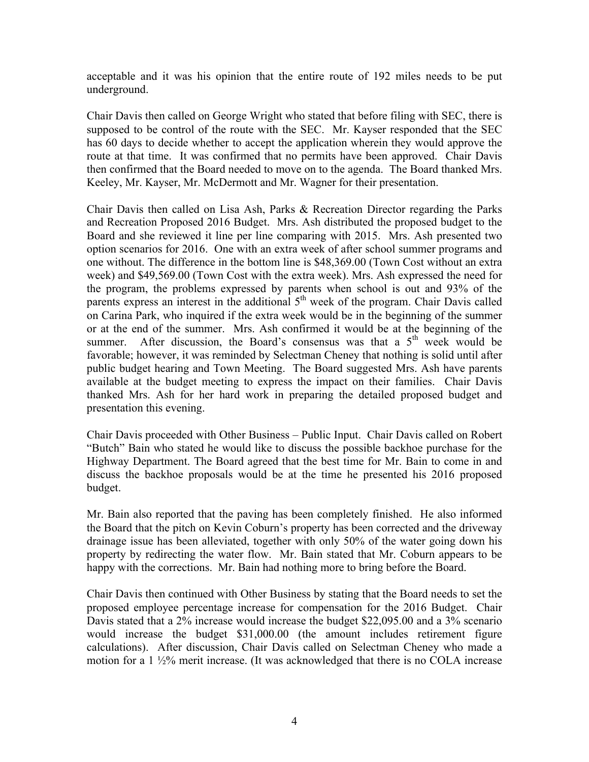acceptable and it was his opinion that the entire route of 192 miles needs to be put underground.

Chair Davis then called on George Wright who stated that before filing with SEC, there is supposed to be control of the route with the SEC. Mr. Kayser responded that the SEC has 60 days to decide whether to accept the application wherein they would approve the route at that time. It was confirmed that no permits have been approved. Chair Davis then confirmed that the Board needed to move on to the agenda. The Board thanked Mrs. Keeley, Mr. Kayser, Mr. McDermott and Mr. Wagner for their presentation.

Chair Davis then called on Lisa Ash, Parks & Recreation Director regarding the Parks and Recreation Proposed 2016 Budget. Mrs. Ash distributed the proposed budget to the Board and she reviewed it line per line comparing with 2015. Mrs. Ash presented two option scenarios for 2016. One with an extra week of after school summer programs and one without. The difference in the bottom line is $48,369.00 (Town Cost without an extra week) and $49,569.00 (Town Cost with the extra week). Mrs. Ash expressed the need for the program, the problems expressed by parents when school is out and 93% of the parents express an interest in the additional 5th week of the program. Chair Davis called on Carina Park, who inquired if the extra week would be in the beginning of the summer or at the end of the summer. Mrs. Ash confirmed it would be at the beginning of the summer. After discussion, the Board's consensus was that a 5th week would be favorable; however, it was reminded by Selectman Cheney that nothing is solid until after public budget hearing and Town Meeting. The Board suggested Mrs. Ash have parents available at the budget meeting to express the impact on their families. Chair Davis thanked Mrs. Ash for her hard work in preparing the detailed proposed budget and presentation this evening.

Chair Davis proceeded with Other Business – Public Input. Chair Davis called on Robert "Butch" Bain who stated he would like to discuss the possible backhoe purchase for the Highway Department. The Board agreed that the best time for Mr. Bain to come in and discuss the backhoe proposals would be at the time he presented his 2016 proposed budget.

Mr. Bain also reported that the paving has been completely finished. He also informed the Board that the pitch on Kevin Coburn's property has been corrected and the driveway drainage issue has been alleviated, together with only 50% of the water going down his property by redirecting the water flow. Mr. Bain stated that Mr. Coburn appears to be happy with the corrections. Mr. Bain had nothing more to bring before the Board.

Chair Davis then continued with Other Business by stating that the Board needs to set the proposed employee percentage increase for compensation for the 2016 Budget. Chair Davis stated that a 2% increase would increase the budget $22,095.00 and a 3% scenario would increase the budget $31,000.00 (the amount includes retirement figure calculations). After discussion, Chair Davis called on Selectman Cheney who made a motion for a 1 ½% merit increase. (It was acknowledged that there is no COLA increase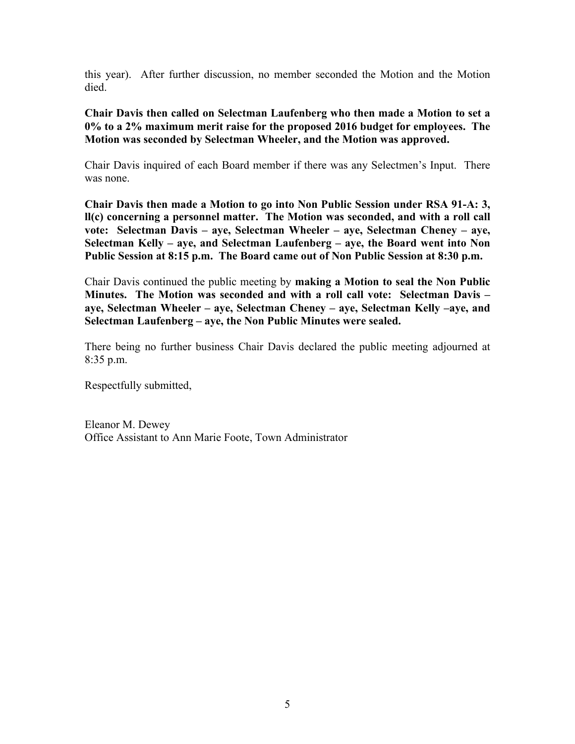this year). After further discussion, no member seconded the Motion and the Motion died.

**Chair Davis then called on Selectman Laufenberg who then made a Motion to set a 0% to a 2% maximum merit raise for the proposed 2016 budget for employees. The Motion was seconded by Selectman Wheeler, and the Motion was approved.**

Chair Davis inquired of each Board member if there was any Selectmen's Input. There was none.

**Chair Davis then made a Motion to go into Non Public Session under RSA 91-A: 3, ll(c) concerning a personnel matter. The Motion was seconded, and with a roll call vote: Selectman Davis – aye, Selectman Wheeler – aye, Selectman Cheney – aye, Selectman Kelly – aye, and Selectman Laufenberg – aye, the Board went into Non Public Session at 8:15 p.m. The Board came out of Non Public Session at 8:30 p.m.**

Chair Davis continued the public meeting by **making a Motion to seal the Non Public Minutes. The Motion was seconded and with a roll call vote: Selectman Davis – aye, Selectman Wheeler – aye, Selectman Cheney – aye, Selectman Kelly –aye, and Selectman Laufenberg – aye, the Non Public Minutes were sealed.**

There being no further business Chair Davis declared the public meeting adjourned at 8:35 p.m.

Respectfully submitted,

Eleanor M. Dewey
Office Assistant to Ann Marie Foote, Town Administrator